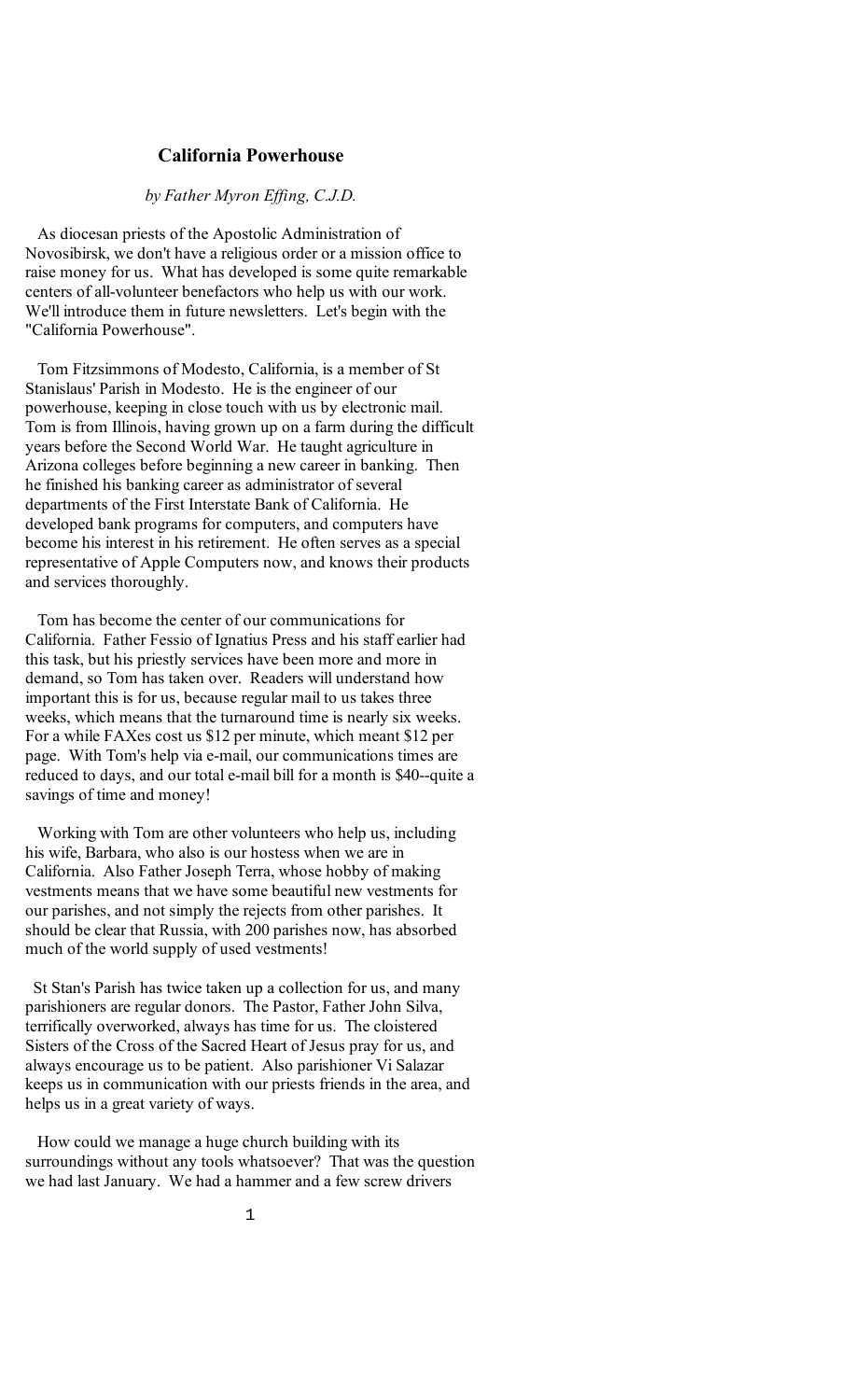## California Powerhouse

*by Father Myron Effing, C.J.D.*

As diocesan priests of the Apostolic Administration of Novosibirsk, we don't have a religious order or a mission office to raise money for us. What has developed is some quite remarkable centers of all-volunteer benefactors who help us with our work. We'll introduce them in future newsletters. Let's begin with the "California Powerhouse".

Tom Fitzsimmons of Modesto, California, is a member of St Stanislaus' Parish in Modesto. He is the engineer of our powerhouse, keeping in close touch with us by electronic mail. Tom is from Illinois, having grown up on a farm during the difficult years before the Second World War. He taught agriculture in Arizona colleges before beginning a new career in banking. Then he finished his banking career as administrator of several departments of the First Interstate Bank of California. He developed bank programs for computers, and computers have become his interest in his retirement. He often serves as a special representative of Apple Computers now, and knows their products and services thoroughly.

Tom has become the center of our communications for California. Father Fessio of Ignatius Press and his staff earlier had this task, but his priestly services have been more and more in demand, so Tom has taken over. Readers will understand how important this is for us, because regular mail to us takes three weeks, which means that the turnaround time is nearly six weeks. For a while FAXes cost us $12 per minute, which meant $12 per page. With Tom's help via e-mail, our communications times are reduced to days, and our total e-mail bill for a month is $40--quite a savings of time and money!

Working with Tom are other volunteers who help us, including his wife, Barbara, who also is our hostess when we are in California. Also Father Joseph Terra, whose hobby of making vestments means that we have some beautiful new vestments for our parishes, and not simply the rejects from other parishes. It should be clear that Russia, with 200 parishes now, has absorbed much of the world supply of used vestments!

St Stan's Parish has twice taken up a collection for us, and many parishioners are regular donors. The Pastor, Father John Silva, terrifically overworked, always has time for us. The cloistered Sisters of the Cross of the Sacred Heart of Jesus pray for us, and always encourage us to be patient. Also parishioner Vi Salazar keeps us in communication with our priests friends in the area, and helps us in a great variety of ways.

How could we manage a huge church building with its surroundings without any tools whatsoever? That was the question we had last January. We had a hammer and a few screw drivers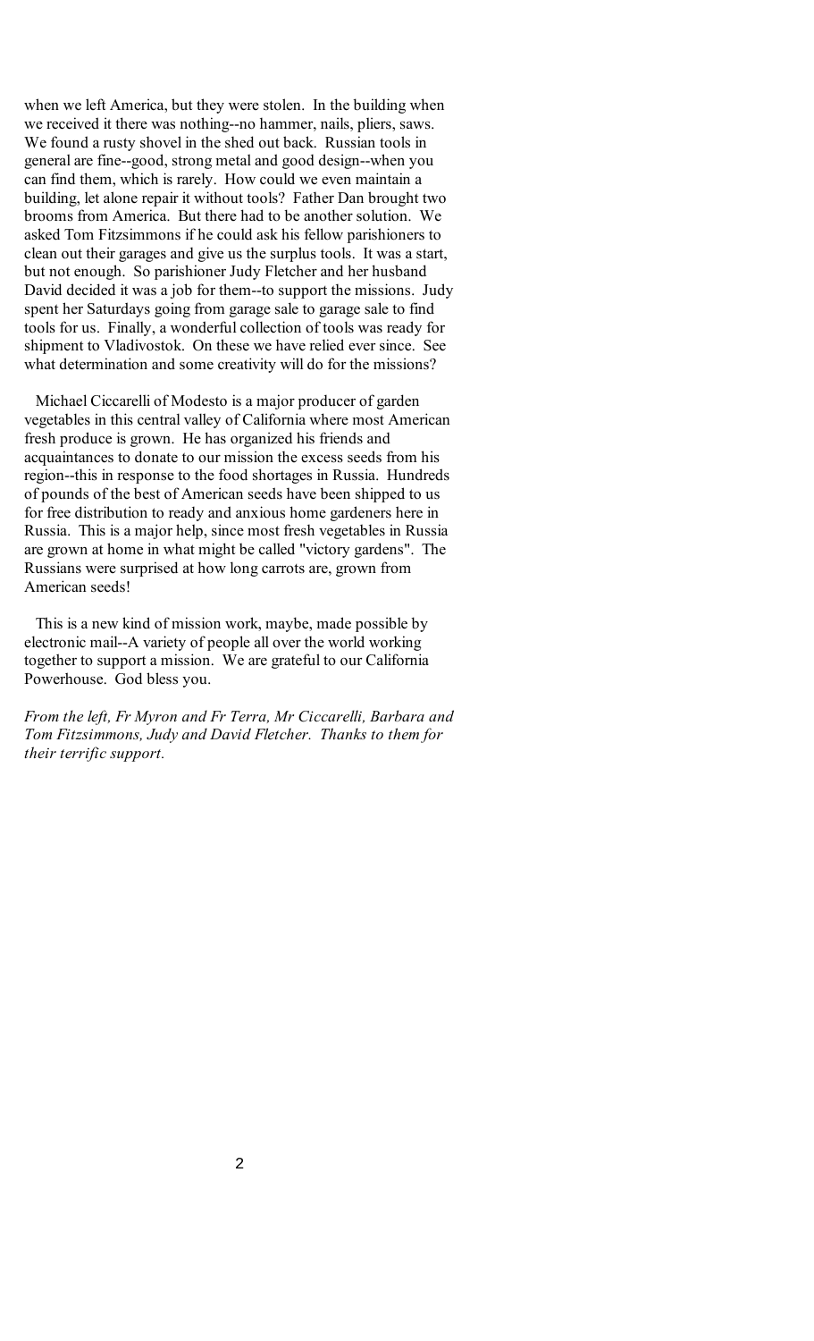when we left America, but they were stolen. In the building when we received it there was nothing--no hammer, nails, pliers, saws. We found a rusty shovel in the shed out back. Russian tools in general are fine--good, strong metal and good design--when you can find them, which is rarely. How could we even maintain a building, let alone repair it without tools? Father Dan brought two brooms from America. But there had to be another solution. We asked Tom Fitzsimmons if he could ask his fellow parishioners to clean out their garages and give us the surplus tools. It was a start, but not enough. So parishioner Judy Fletcher and her husband David decided it was a job for them--to support the missions. Judy spent her Saturdays going from garage sale to garage sale to find tools for us. Finally, a wonderful collection of tools was ready for shipment to Vladivostok. On these we have relied ever since. See what determination and some creativity will do for the missions?

Michael Ciccarelli of Modesto is a major producer of garden vegetables in this central valley of California where most American fresh produce is grown. He has organized his friends and acquaintances to donate to our mission the excess seeds from his region--this in response to the food shortages in Russia. Hundreds of pounds of the best of American seeds have been shipped to us for free distribution to ready and anxious home gardeners here in Russia. This is a major help, since most fresh vegetables in Russia are grown at home in what might be called "victory gardens". The Russians were surprised at how long carrots are, grown from American seeds!

This is a new kind of mission work, maybe, made possible by electronic mail--A variety of people all over the world working together to support a mission. We are grateful to our California Powerhouse. God bless you.

*From the left, Fr Myron and Fr Terra, Mr Ciccarelli, Barbara and Tom Fitzsimmons, Judy and David Fletcher. Thanks to them for their terrific support.*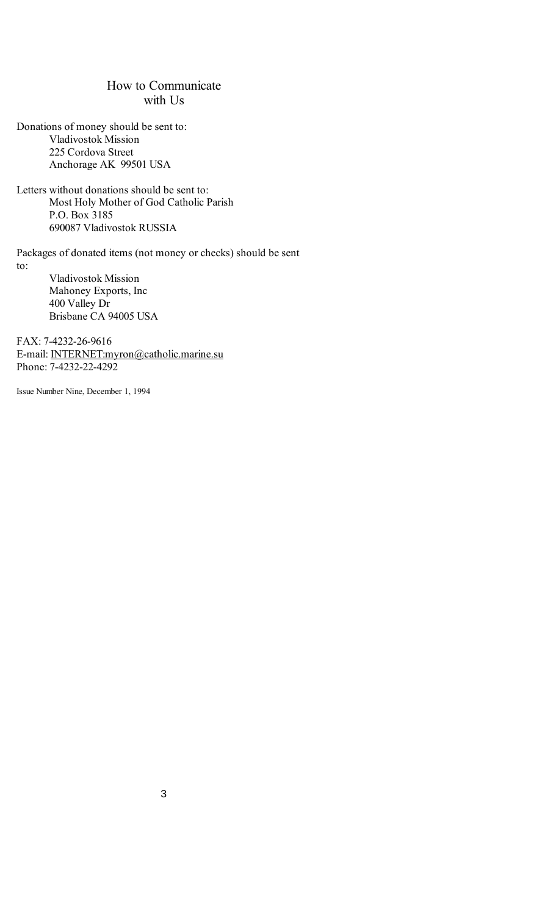# How to Communicate with Us

Donations of money should be sent to:
Vladivostok Mission
225 Cordova Street
Anchorage AK 99501 USA

Letters without donations should be sent to:
Most Holy Mother of God Catholic Parish
P.O. Box 3185
690087 Vladivostok RUSSIA

Packages of donated items (not money or checks) should be sent to:
Vladivostok Mission
Mahoney Exports, Inc
400 Valley Dr
Brisbane CA 94005 USA

FAX: 7-4232-26-9616
E-mail: INTERNET:myron@catholic.marine.su
Phone: 7-4232-22-4292

Issue Number Nine, December 1, 1994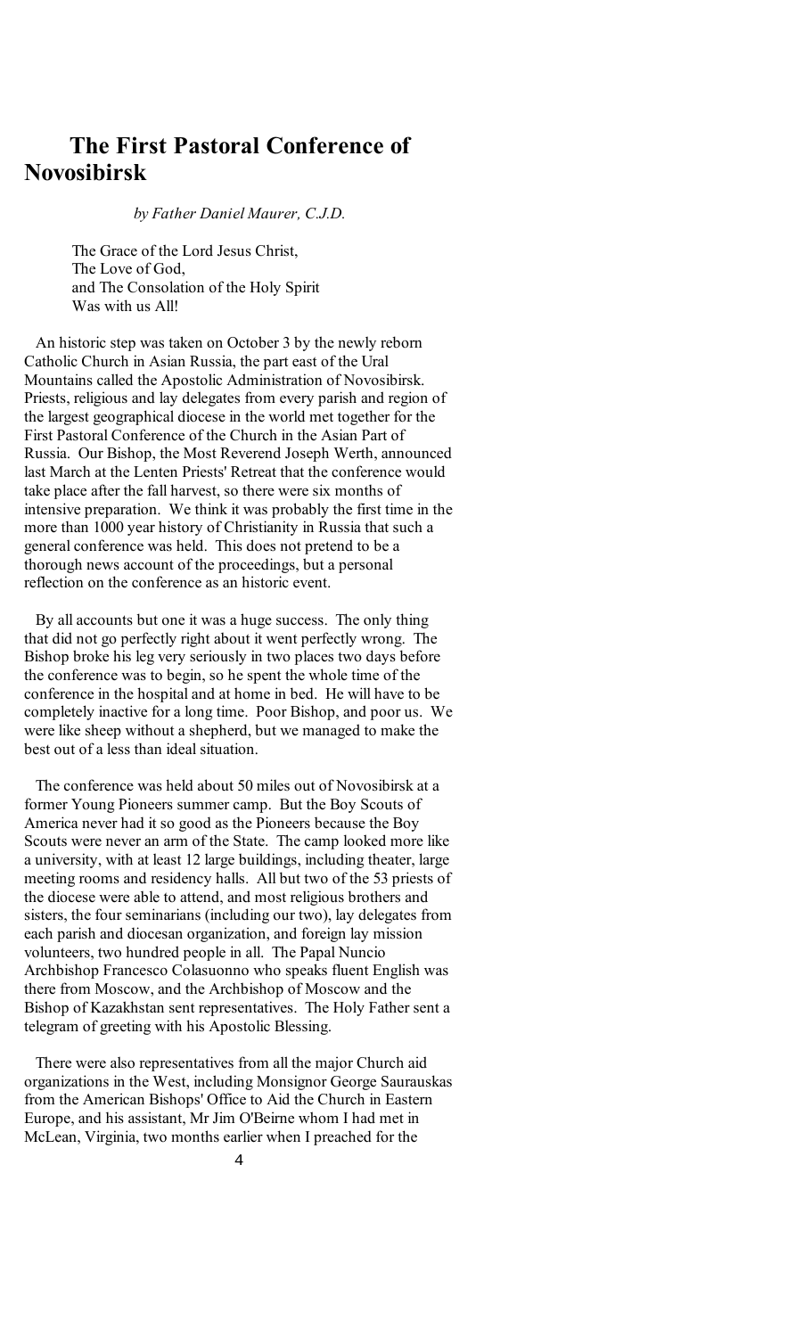# The First Pastoral Conference of Novosibirsk

*by Father Daniel Maurer, C.J.D.*

The Grace of the Lord Jesus Christ,
The Love of God,
and The Consolation of the Holy Spirit
Was with us All!

An historic step was taken on October 3 by the newly reborn Catholic Church in Asian Russia, the part east of the Ural Mountains called the Apostolic Administration of Novosibirsk. Priests, religious and lay delegates from every parish and region of the largest geographical diocese in the world met together for the First Pastoral Conference of the Church in the Asian Part of Russia. Our Bishop, the Most Reverend Joseph Werth, announced last March at the Lenten Priests' Retreat that the conference would take place after the fall harvest, so there were six months of intensive preparation. We think it was probably the first time in the more than 1000 year history of Christianity in Russia that such a general conference was held. This does not pretend to be a thorough news account of the proceedings, but a personal reflection on the conference as an historic event.

By all accounts but one it was a huge success. The only thing that did not go perfectly right about it went perfectly wrong. The Bishop broke his leg very seriously in two places two days before the conference was to begin, so he spent the whole time of the conference in the hospital and at home in bed. He will have to be completely inactive for a long time. Poor Bishop, and poor us. We were like sheep without a shepherd, but we managed to make the best out of a less than ideal situation.

The conference was held about 50 miles out of Novosibirsk at a former Young Pioneers summer camp. But the Boy Scouts of America never had it so good as the Pioneers because the Boy Scouts were never an arm of the State. The camp looked more like a university, with at least 12 large buildings, including theater, large meeting rooms and residency halls. All but two of the 53 priests of the diocese were able to attend, and most religious brothers and sisters, the four seminarians (including our two), lay delegates from each parish and diocesan organization, and foreign lay mission volunteers, two hundred people in all. The Papal Nuncio Archbishop Francesco Colasuonno who speaks fluent English was there from Moscow, and the Archbishop of Moscow and the Bishop of Kazakhstan sent representatives. The Holy Father sent a telegram of greeting with his Apostolic Blessing.

There were also representatives from all the major Church aid organizations in the West, including Monsignor George Saurauskas from the American Bishops' Office to Aid the Church in Eastern Europe, and his assistant, Mr Jim O'Beirne whom I had met in McLean, Virginia, two months earlier when I preached for the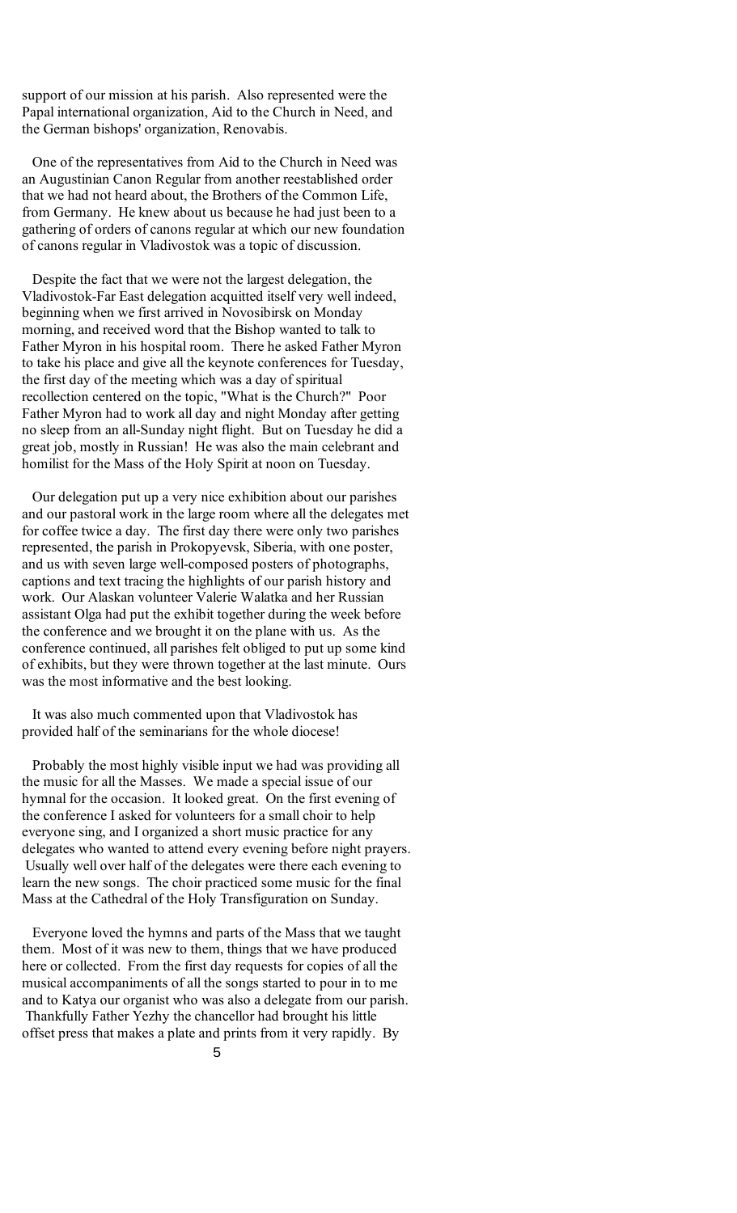support of our mission at his parish. Also represented were the Papal international organization, Aid to the Church in Need, and the German bishops' organization, Renovabis.

One of the representatives from Aid to the Church in Need was an Augustinian Canon Regular from another reestablished order that we had not heard about, the Brothers of the Common Life, from Germany. He knew about us because he had just been to a gathering of orders of canons regular at which our new foundation of canons regular in Vladivostok was a topic of discussion.

Despite the fact that we were not the largest delegation, the Vladivostok-Far East delegation acquitted itself very well indeed, beginning when we first arrived in Novosibirsk on Monday morning, and received word that the Bishop wanted to talk to Father Myron in his hospital room. There he asked Father Myron to take his place and give all the keynote conferences for Tuesday, the first day of the meeting which was a day of spiritual recollection centered on the topic, "What is the Church?" Poor Father Myron had to work all day and night Monday after getting no sleep from an all-Sunday night flight. But on Tuesday he did a great job, mostly in Russian! He was also the main celebrant and homilist for the Mass of the Holy Spirit at noon on Tuesday.

Our delegation put up a very nice exhibition about our parishes and our pastoral work in the large room where all the delegates met for coffee twice a day. The first day there were only two parishes represented, the parish in Prokopyevsk, Siberia, with one poster, and us with seven large well-composed posters of photographs, captions and text tracing the highlights of our parish history and work. Our Alaskan volunteer Valerie Walatka and her Russian assistant Olga had put the exhibit together during the week before the conference and we brought it on the plane with us. As the conference continued, all parishes felt obliged to put up some kind of exhibits, but they were thrown together at the last minute. Ours was the most informative and the best looking.

It was also much commented upon that Vladivostok has provided half of the seminarians for the whole diocese!

Probably the most highly visible input we had was providing all the music for all the Masses. We made a special issue of our hymnal for the occasion. It looked great. On the first evening of the conference I asked for volunteers for a small choir to help everyone sing, and I organized a short music practice for any delegates who wanted to attend every evening before night prayers. Usually well over half of the delegates were there each evening to learn the new songs. The choir practiced some music for the final Mass at the Cathedral of the Holy Transfiguration on Sunday.

Everyone loved the hymns and parts of the Mass that we taught them. Most of it was new to them, things that we have produced here or collected. From the first day requests for copies of all the musical accompaniments of all the songs started to pour in to me and to Katya our organist who was also a delegate from our parish. Thankfully Father Yezhy the chancellor had brought his little offset press that makes a plate and prints from it very rapidly. By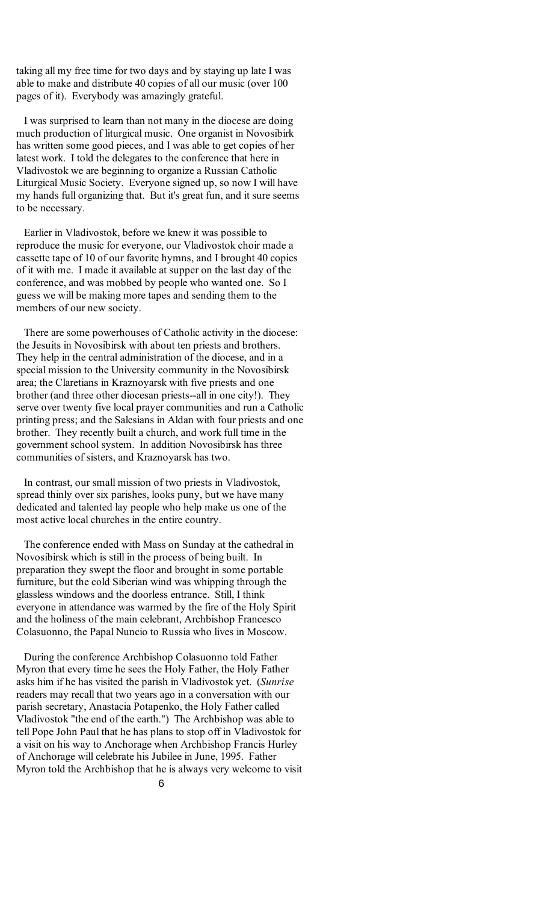taking all my free time for two days and by staying up late I was able to make and distribute 40 copies of all our music (over 100 pages of it). Everybody was amazingly grateful.

I was surprised to learn than not many in the diocese are doing much production of liturgical music. One organist in Novosibirk has written some good pieces, and I was able to get copies of her latest work. I told the delegates to the conference that here in Vladivostok we are beginning to organize a Russian Catholic Liturgical Music Society. Everyone signed up, so now I will have my hands full organizing that. But it's great fun, and it sure seems to be necessary.

Earlier in Vladivostok, before we knew it was possible to reproduce the music for everyone, our Vladivostok choir made a cassette tape of 10 of our favorite hymns, and I brought 40 copies of it with me. I made it available at supper on the last day of the conference, and was mobbed by people who wanted one. So I guess we will be making more tapes and sending them to the members of our new society.

There are some powerhouses of Catholic activity in the diocese: the Jesuits in Novosibirsk with about ten priests and brothers. They help in the central administration of the diocese, and in a special mission to the University community in the Novosibirsk area; the Claretians in Kraznoyarsk with five priests and one brother (and three other diocesan priests--all in one city!). They serve over twenty five local prayer communities and run a Catholic printing press; and the Salesians in Aldan with four priests and one brother. They recently built a church, and work full time in the government school system. In addition Novosibirsk has three communities of sisters, and Kraznoyarsk has two.

In contrast, our small mission of two priests in Vladivostok, spread thinly over six parishes, looks puny, but we have many dedicated and talented lay people who help make us one of the most active local churches in the entire country.

The conference ended with Mass on Sunday at the cathedral in Novosibirsk which is still in the process of being built. In preparation they swept the floor and brought in some portable furniture, but the cold Siberian wind was whipping through the glassless windows and the doorless entrance. Still, I think everyone in attendance was warmed by the fire of the Holy Spirit and the holiness of the main celebrant, Archbishop Francesco Colasuonno, the Papal Nuncio to Russia who lives in Moscow.

During the conference Archbishop Colasuonno told Father Myron that every time he sees the Holy Father, the Holy Father asks him if he has visited the parish in Vladivostok yet. (*Sunrise* readers may recall that two years ago in a conversation with our parish secretary, Anastacia Potapenko, the Holy Father called Vladivostok "the end of the earth.") The Archbishop was able to tell Pope John Paul that he has plans to stop off in Vladivostok for a visit on his way to Anchorage when Archbishop Francis Hurley of Anchorage will celebrate his Jubilee in June, 1995. Father Myron told the Archbishop that he is always very welcome to visit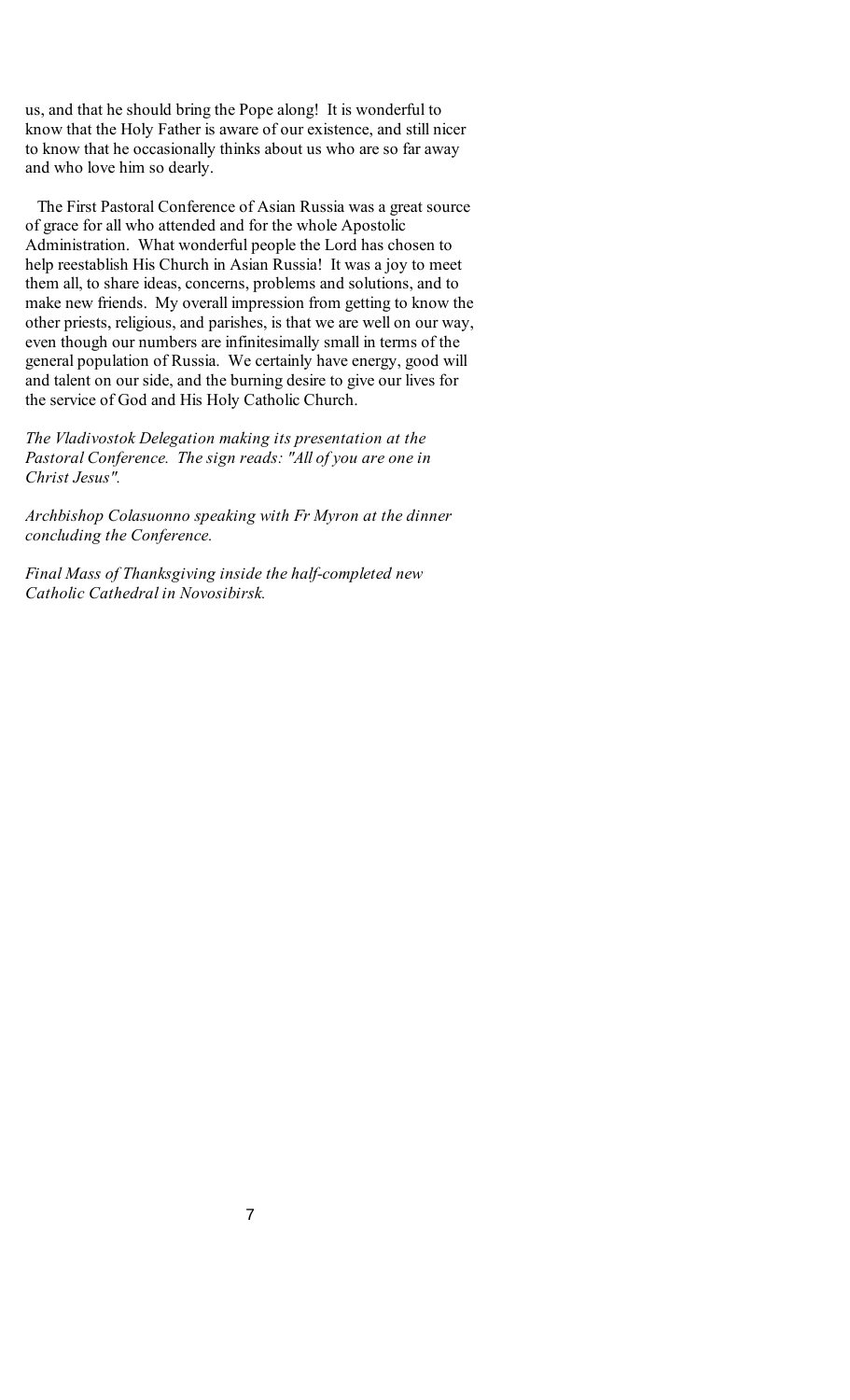us, and that he should bring the Pope along! It is wonderful to know that the Holy Father is aware of our existence, and still nicer to know that he occasionally thinks about us who are so far away and who love him so dearly.

The First Pastoral Conference of Asian Russia was a great source of grace for all who attended and for the whole Apostolic Administration. What wonderful people the Lord has chosen to help reestablish His Church in Asian Russia! It was a joy to meet them all, to share ideas, concerns, problems and solutions, and to make new friends. My overall impression from getting to know the other priests, religious, and parishes, is that we are well on our way, even though our numbers are infinitesimally small in terms of the general population of Russia. We certainly have energy, good will and talent on our side, and the burning desire to give our lives for the service of God and His Holy Catholic Church.

*The Vladivostok Delegation making its presentation at the Pastoral Conference. The sign reads: "All of you are one in Christ Jesus".*

*Archbishop Colasuonno speaking with Fr Myron at the dinner concluding the Conference.*

*Final Mass of Thanksgiving inside the half-completed new Catholic Cathedral in Novosibirsk.*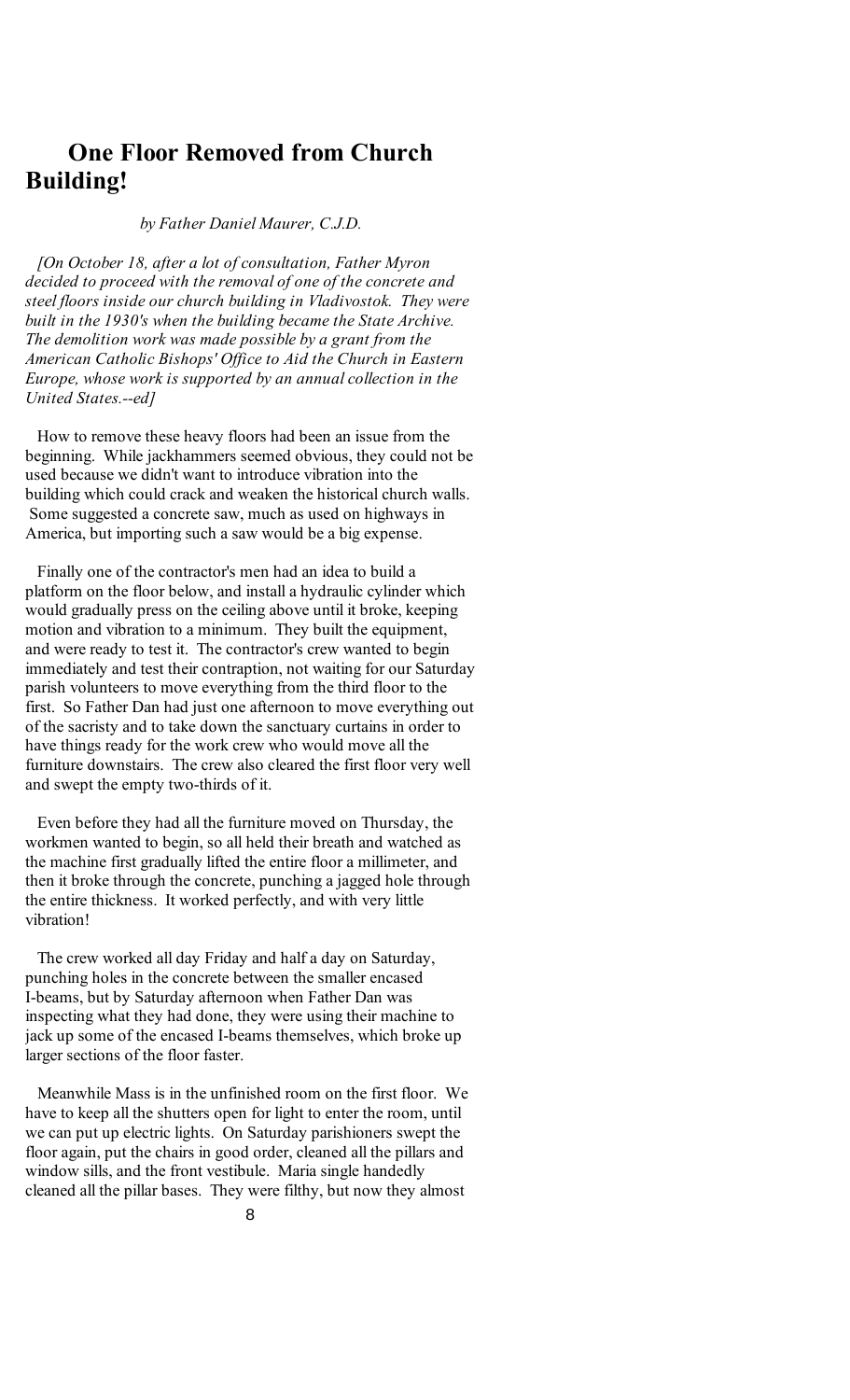# One Floor Removed from Church Building!

*by Father Daniel Maurer, C.J.D.*

*[On October 18, after a lot of consultation, Father Myron decided to proceed with the removal of one of the concrete and steel floors inside our church building in Vladivostok. They were built in the 1930's when the building became the State Archive. The demolition work was made possible by a grant from the American Catholic Bishops' Office to Aid the Church in Eastern Europe, whose work is supported by an annual collection in the United States.--ed]*

How to remove these heavy floors had been an issue from the beginning. While jackhammers seemed obvious, they could not be used because we didn't want to introduce vibration into the building which could crack and weaken the historical church walls. Some suggested a concrete saw, much as used on highways in America, but importing such a saw would be a big expense.

Finally one of the contractor's men had an idea to build a platform on the floor below, and install a hydraulic cylinder which would gradually press on the ceiling above until it broke, keeping motion and vibration to a minimum. They built the equipment, and were ready to test it. The contractor's crew wanted to begin immediately and test their contraption, not waiting for our Saturday parish volunteers to move everything from the third floor to the first. So Father Dan had just one afternoon to move everything out of the sacristy and to take down the sanctuary curtains in order to have things ready for the work crew who would move all the furniture downstairs. The crew also cleared the first floor very well and swept the empty two-thirds of it.

Even before they had all the furniture moved on Thursday, the workmen wanted to begin, so all held their breath and watched as the machine first gradually lifted the entire floor a millimeter, and then it broke through the concrete, punching a jagged hole through the entire thickness. It worked perfectly, and with very little vibration!

The crew worked all day Friday and half a day on Saturday, punching holes in the concrete between the smaller encased I-beams, but by Saturday afternoon when Father Dan was inspecting what they had done, they were using their machine to jack up some of the encased I-beams themselves, which broke up larger sections of the floor faster.

Meanwhile Mass is in the unfinished room on the first floor. We have to keep all the shutters open for light to enter the room, until we can put up electric lights. On Saturday parishioners swept the floor again, put the chairs in good order, cleaned all the pillars and window sills, and the front vestibule. Maria single handedly cleaned all the pillar bases. They were filthy, but now they almost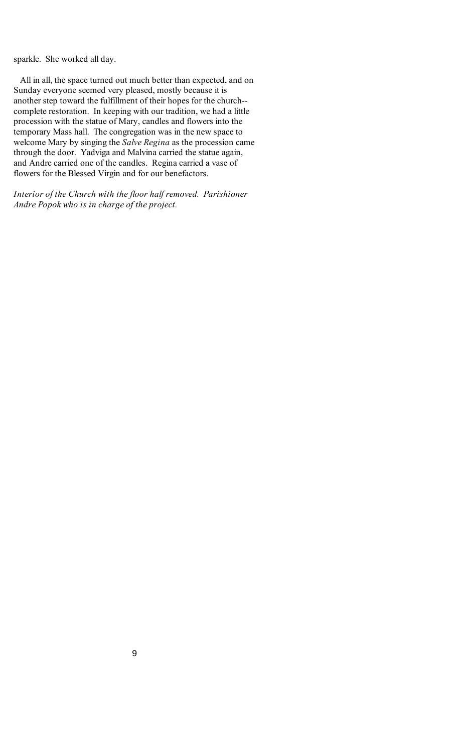sparkle. She worked all day.

All in all, the space turned out much better than expected, and on Sunday everyone seemed very pleased, mostly because it is another step toward the fulfillment of their hopes for the church--complete restoration. In keeping with our tradition, we had a little procession with the statue of Mary, candles and flowers into the temporary Mass hall. The congregation was in the new space to welcome Mary by singing the *Salve Regina* as the procession came through the door. Yadviga and Malvina carried the statue again, and Andre carried one of the candles. Regina carried a vase of flowers for the Blessed Virgin and for our benefactors.

*Interior of the Church with the floor half removed. Parishioner Andre Popok who is in charge of the project.*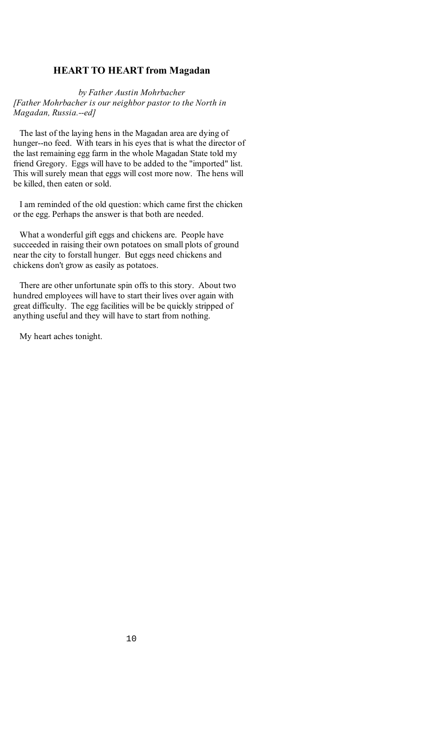## HEART TO HEART from Magadan

*by Father Austin Mohrbacher*
*[Father Mohrbacher is our neighbor pastor to the North in Magadan, Russia.--ed]*

The last of the laying hens in the Magadan area are dying of hunger--no feed. With tears in his eyes that is what the director of the last remaining egg farm in the whole Magadan State told my friend Gregory. Eggs will have to be added to the "imported" list. This will surely mean that eggs will cost more now. The hens will be killed, then eaten or sold.

I am reminded of the old question: which came first the chicken or the egg. Perhaps the answer is that both are needed.

What a wonderful gift eggs and chickens are. People have succeeded in raising their own potatoes on small plots of ground near the city to forstall hunger. But eggs need chickens and chickens don't grow as easily as potatoes.

There are other unfortunate spin offs to this story. About two hundred employees will have to start their lives over again with great difficulty. The egg facilities will be be quickly stripped of anything useful and they will have to start from nothing.

My heart aches tonight.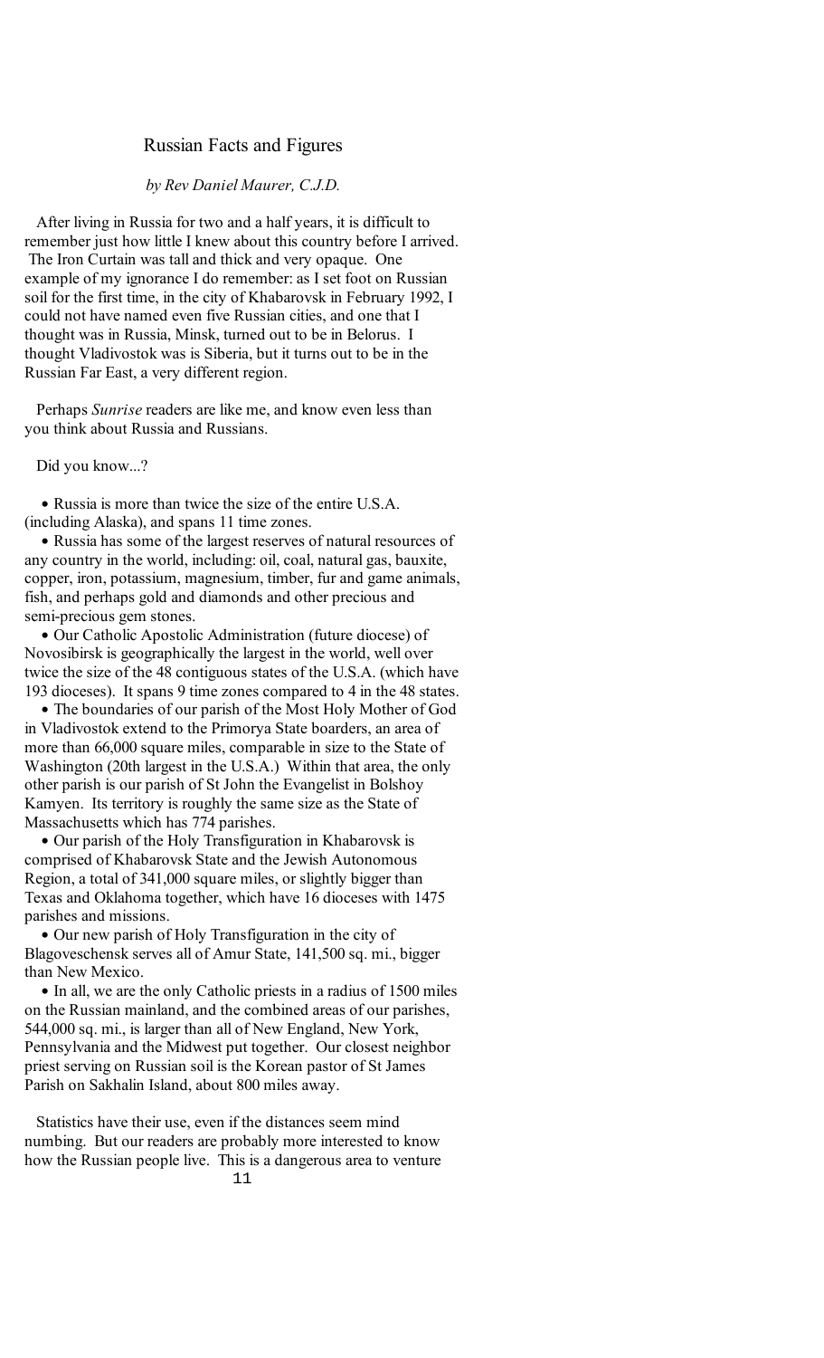# Russian Facts and Figures

*by Rev Daniel Maurer, C.J.D.*

After living in Russia for two and a half years, it is difficult to remember just how little I knew about this country before I arrived. The Iron Curtain was tall and thick and very opaque. One example of my ignorance I do remember: as I set foot on Russian soil for the first time, in the city of Khabarovsk in February 1992, I could not have named even five Russian cities, and one that I thought was in Russia, Minsk, turned out to be in Belorus. I thought Vladivostok was is Siberia, but it turns out to be in the Russian Far East, a very different region.

Perhaps *Sunrise* readers are like me, and know even less than you think about Russia and Russians.

Did you know...?

- Russia is more than twice the size of the entire U.S.A. (including Alaska), and spans 11 time zones.
- Russia has some of the largest reserves of natural resources of any country in the world, including: oil, coal, natural gas, bauxite, copper, iron, potassium, magnesium, timber, fur and game animals, fish, and perhaps gold and diamonds and other precious and semi-precious gem stones.
- Our Catholic Apostolic Administration (future diocese) of Novosibirsk is geographically the largest in the world, well over twice the size of the 48 contiguous states of the U.S.A. (which have 193 dioceses). It spans 9 time zones compared to 4 in the 48 states.
- The boundaries of our parish of the Most Holy Mother of God in Vladivostok extend to the Primorya State boarders, an area of more than 66,000 square miles, comparable in size to the State of Washington (20th largest in the U.S.A.) Within that area, the only other parish is our parish of St John the Evangelist in Bolshoy Kamyen. Its territory is roughly the same size as the State of Massachusetts which has 774 parishes.
- Our parish of the Holy Transfiguration in Khabarovsk is comprised of Khabarovsk State and the Jewish Autonomous Region, a total of 341,000 square miles, or slightly bigger than Texas and Oklahoma together, which have 16 dioceses with 1475 parishes and missions.
- Our new parish of Holy Transfiguration in the city of Blagoveschensk serves all of Amur State, 141,500 sq. mi., bigger than New Mexico.
- In all, we are the only Catholic priests in a radius of 1500 miles on the Russian mainland, and the combined areas of our parishes, 544,000 sq. mi., is larger than all of New England, New York, Pennsylvania and the Midwest put together. Our closest neighbor priest serving on Russian soil is the Korean pastor of St James Parish on Sakhalin Island, about 800 miles away.

Statistics have their use, even if the distances seem mind numbing. But our readers are probably more interested to know how the Russian people live. This is a dangerous area to venture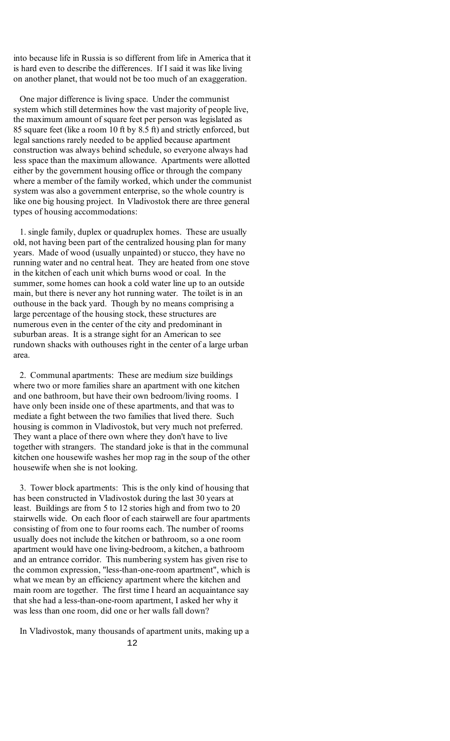into because life in Russia is so different from life in America that it is hard even to describe the differences. If I said it was like living on another planet, that would not be too much of an exaggeration.

One major difference is living space. Under the communist system which still determines how the vast majority of people live, the maximum amount of square feet per person was legislated as 85 square feet (like a room 10 ft by 8.5 ft) and strictly enforced, but legal sanctions rarely needed to be applied because apartment construction was always behind schedule, so everyone always had less space than the maximum allowance. Apartments were allotted either by the government housing office or through the company where a member of the family worked, which under the communist system was also a government enterprise, so the whole country is like one big housing project. In Vladivostok there are three general types of housing accommodations:

1. single family, duplex or quadruplex homes. These are usually old, not having been part of the centralized housing plan for many years. Made of wood (usually unpainted) or stucco, they have no running water and no central heat. They are heated from one stove in the kitchen of each unit which burns wood or coal. In the summer, some homes can hook a cold water line up to an outside main, but there is never any hot running water. The toilet is in an outhouse in the back yard. Though by no means comprising a large percentage of the housing stock, these structures are numerous even in the center of the city and predominant in suburban areas. It is a strange sight for an American to see rundown shacks with outhouses right in the center of a large urban area.

2. Communal apartments: These are medium size buildings where two or more families share an apartment with one kitchen and one bathroom, but have their own bedroom/living rooms. I have only been inside one of these apartments, and that was to mediate a fight between the two families that lived there. Such housing is common in Vladivostok, but very much not preferred. They want a place of there own where they don't have to live together with strangers. The standard joke is that in the communal kitchen one housewife washes her mop rag in the soup of the other housewife when she is not looking.

3. Tower block apartments: This is the only kind of housing that has been constructed in Vladivostok during the last 30 years at least. Buildings are from 5 to 12 stories high and from two to 20 stairwells wide. On each floor of each stairwell are four apartments consisting of from one to four rooms each. The number of rooms usually does not include the kitchen or bathroom, so a one room apartment would have one living-bedroom, a kitchen, a bathroom and an entrance corridor. This numbering system has given rise to the common expression, "less-than-one-room apartment", which is what we mean by an efficiency apartment where the kitchen and main room are together. The first time I heard an acquaintance say that she had a less-than-one-room apartment, I asked her why it was less than one room, did one or her walls fall down?

In Vladivostok, many thousands of apartment units, making up a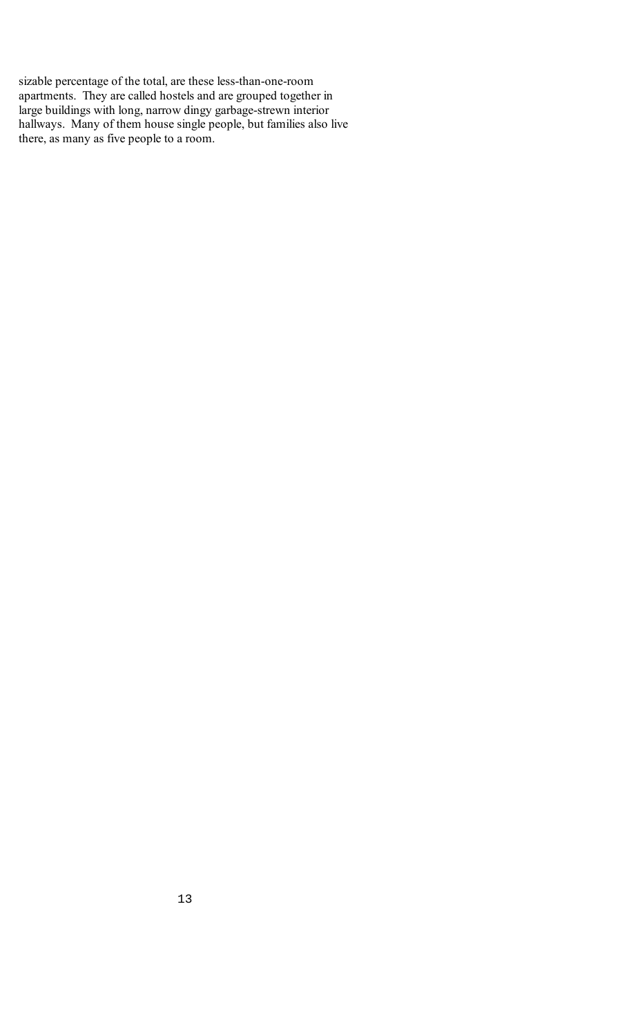sizable percentage of the total, are these less-than-one-room apartments. They are called hostels and are grouped together in large buildings with long, narrow dingy garbage-strewn interior hallways. Many of them house single people, but families also live there, as many as five people to a room.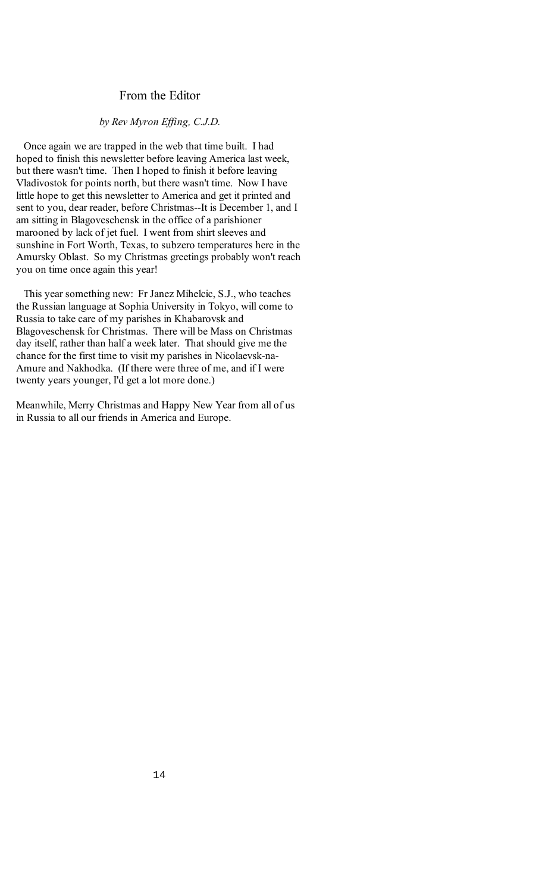## From the Editor

*by Rev Myron Effing, C.J.D.*

Once again we are trapped in the web that time built. I had hoped to finish this newsletter before leaving America last week, but there wasn't time. Then I hoped to finish it before leaving Vladivostok for points north, but there wasn't time. Now I have little hope to get this newsletter to America and get it printed and sent to you, dear reader, before Christmas--It is December 1, and I am sitting in Blagoveschensk in the office of a parishioner marooned by lack of jet fuel. I went from shirt sleeves and sunshine in Fort Worth, Texas, to subzero temperatures here in the Amursky Oblast. So my Christmas greetings probably won't reach you on time once again this year!

This year something new: Fr Janez Mihelcic, S.J., who teaches the Russian language at Sophia University in Tokyo, will come to Russia to take care of my parishes in Khabarovsk and Blagoveschensk for Christmas. There will be Mass on Christmas day itself, rather than half a week later. That should give me the chance for the first time to visit my parishes in Nicolaevsk-na-Amure and Nakhodka. (If there were three of me, and if I were twenty years younger, I'd get a lot more done.)

Meanwhile, Merry Christmas and Happy New Year from all of us in Russia to all our friends in America and Europe.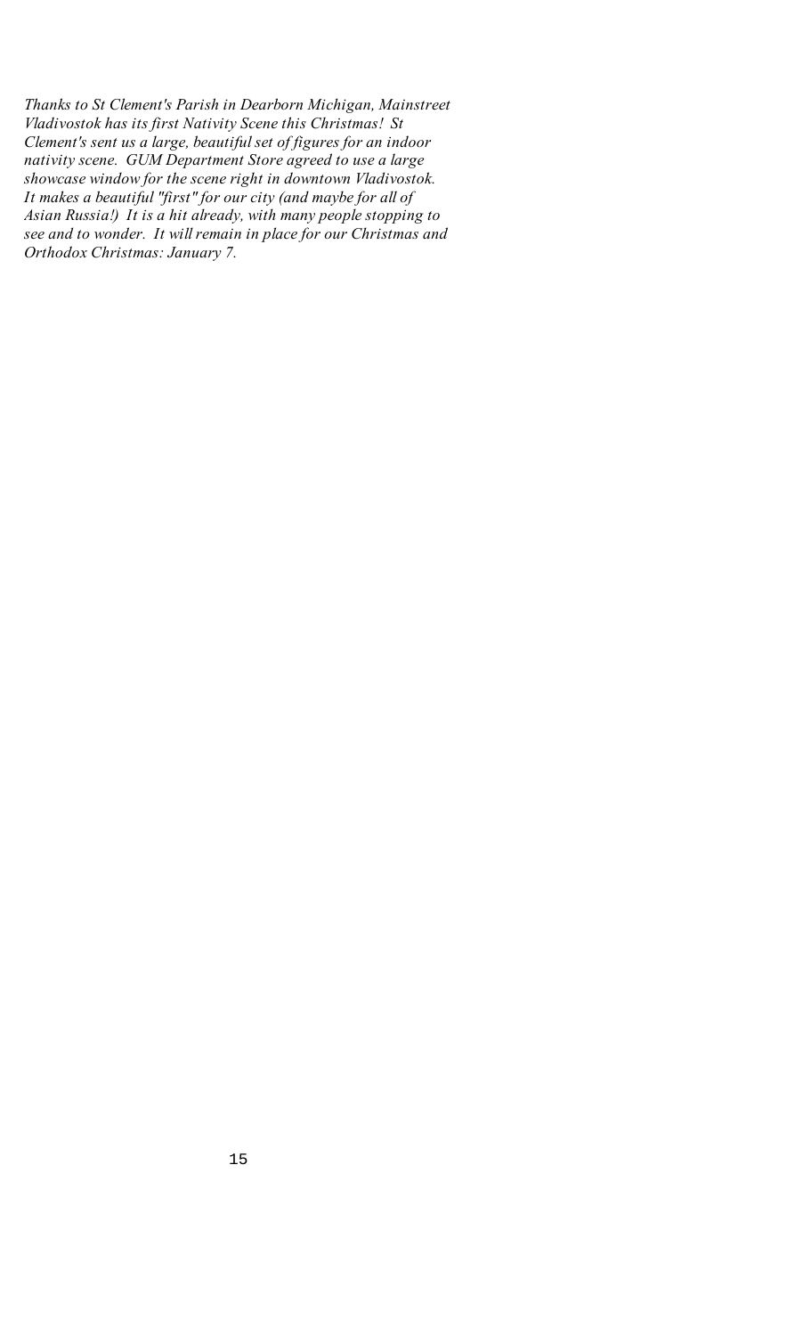*Thanks to St Clement's Parish in Dearborn Michigan, Mainstreet Vladivostok has its first Nativity Scene this Christmas! St Clement's sent us a large, beautiful set of figures for an indoor nativity scene. GUM Department Store agreed to use a large showcase window for the scene right in downtown Vladivostok. It makes a beautiful "first" for our city (and maybe for all of Asian Russia!) It is a hit already, with many people stopping to see and to wonder. It will remain in place for our Christmas and Orthodox Christmas: January 7.*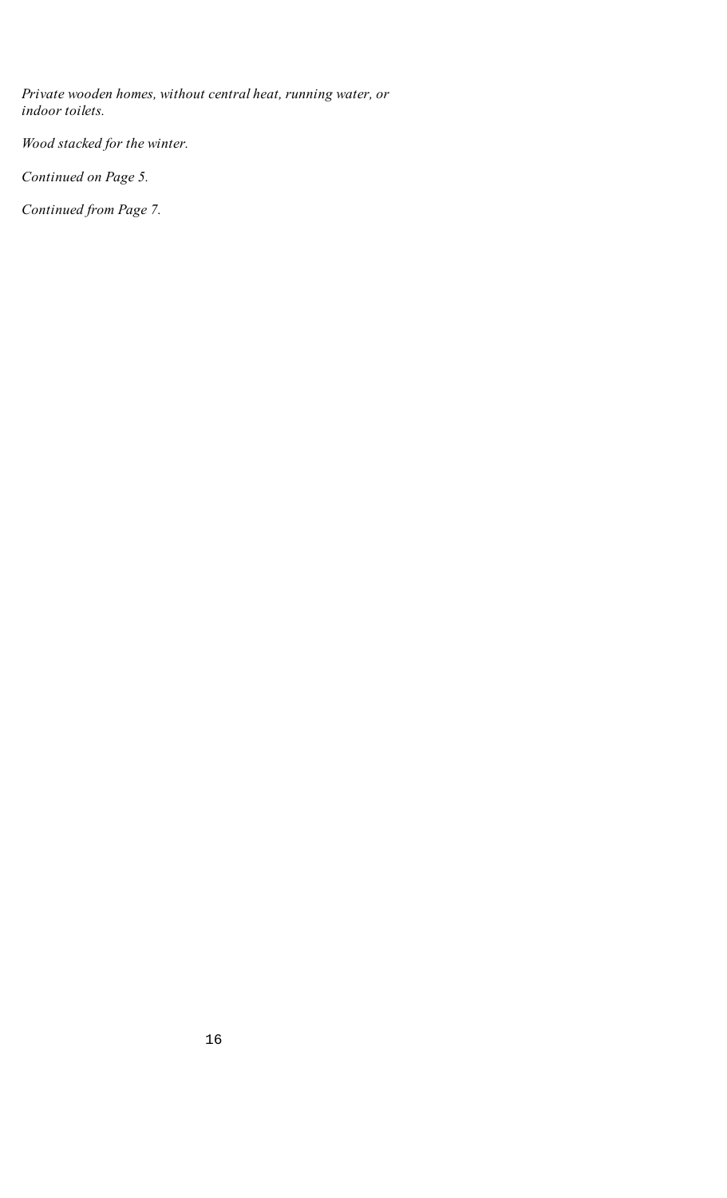*Private wooden homes, without central heat, running water, or indoor toilets.*

*Wood stacked for the winter.*

*Continued on Page 5.*

*Continued from Page 7.*